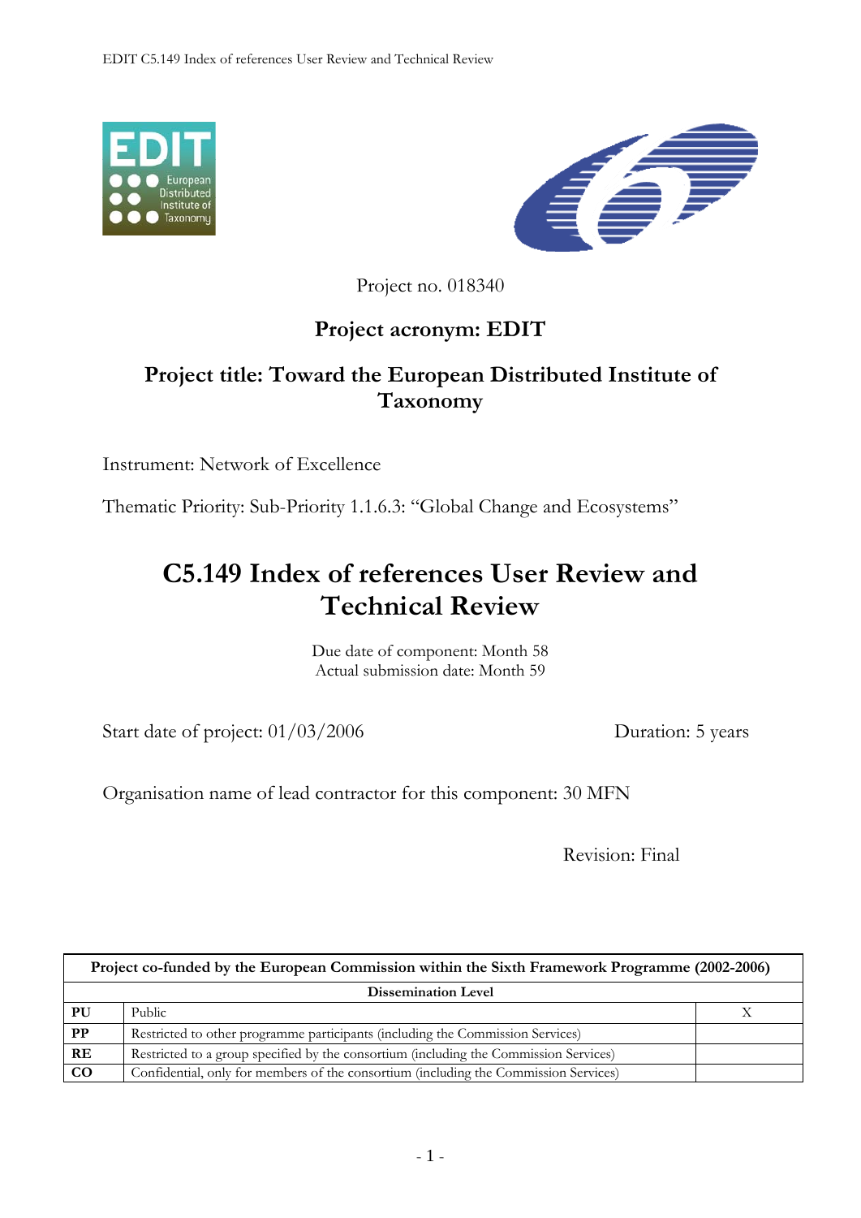Project no. 018340

**Project acronym: EDIT**

**Project title: Toward the European Distributed Institute of Taxonomy**

Instrument: Network of Excellence

Thematic Priority: Sub-Priority 1.1.6.3: "Global Change and Ecosystems"

# C5.149 Index of references User Review and Technical Review

Due date of component: Month 58
Actual submission date: Month 59

Start date of project: 01/03/2006 Duration: 5 years

Organisation name of lead contractor for this component: 30 MFN

Revision: Final

| Project co-funded by the European Commission within the Sixth Framework Programme (2002-2006) | | |
|---|---|---|
| **Dissemination Level** | | |
| **PU** | Public | X |
| **PP** | Restricted to other programme participants (including the Commission Services) | |
| **RE** | Restricted to a group specified by the consortium (including the Commission Services) | |
| **CO** | Confidential, only for members of the consortium (including the Commission Services) | |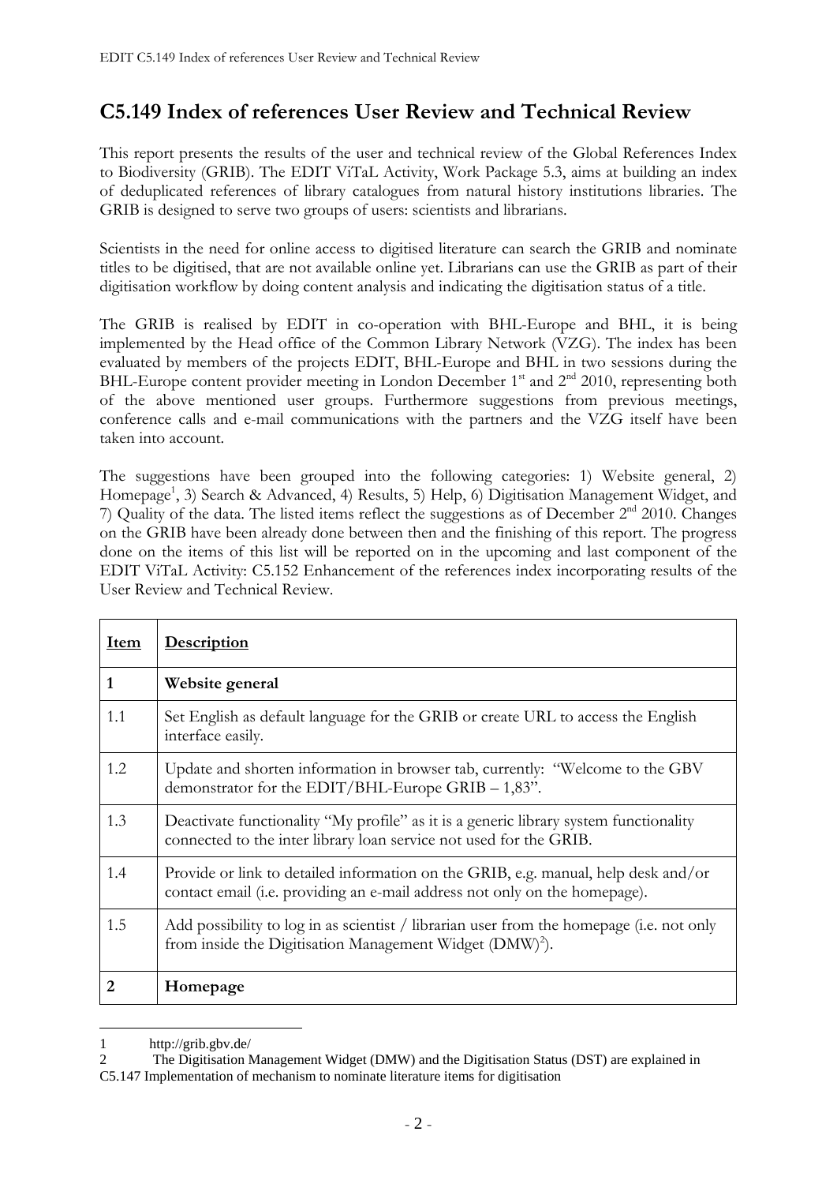## C5.149 Index of references User Review and Technical Review

This report presents the results of the user and technical review of the Global References Index to Biodiversity (GRIB). The EDIT ViTaL Activity, Work Package 5.3, aims at building an index of deduplicated references of library catalogues from natural history institutions libraries. The GRIB is designed to serve two groups of users: scientists and librarians.

Scientists in the need for online access to digitised literature can search the GRIB and nominate titles to be digitised, that are not available online yet. Librarians can use the GRIB as part of their digitisation workflow by doing content analysis and indicating the digitisation status of a title.

The GRIB is realised by EDIT in co-operation with BHL-Europe and BHL, it is being implemented by the Head office of the Common Library Network (VZG). The index has been evaluated by members of the projects EDIT, BHL-Europe and BHL in two sessions during the BHL-Europe content provider meeting in London December 1st and 2nd 2010, representing both of the above mentioned user groups. Furthermore suggestions from previous meetings, conference calls and e-mail communications with the partners and the VZG itself have been taken into account.

The suggestions have been grouped into the following categories: 1) Website general, 2) Homepage[1], 3) Search & Advanced, 4) Results, 5) Help, 6) Digitisation Management Widget, and 7) Quality of the data. The listed items reflect the suggestions as of December 2nd 2010. Changes on the GRIB have been already done between then and the finishing of this report. The progress done on the items of this list will be reported on in the upcoming and last component of the EDIT ViTaL Activity: C5.152 Enhancement of the references index incorporating results of the User Review and Technical Review.

| **Item** | **Description** |
|---|---|
| **1** | **Website general** |
| 1.1 | Set English as default language for the GRIB or create URL to access the English interface easily. |
| 1.2 | Update and shorten information in browser tab, currently: "Welcome to the GBV demonstrator for the EDIT/BHL-Europe GRIB – 1,83". |
| 1.3 | Deactivate functionality "My profile" as it is a generic library system functionality connected to the inter library loan service not used for the GRIB. |
| 1.4 | Provide or link to detailed information on the GRIB, e.g. manual, help desk and/or contact email (i.e. providing an e-mail address not only on the homepage). |
| 1.5 | Add possibility to log in as scientist / librarian user from the homepage (i.e. not only from inside the Digitisation Management Widget (DMW)[2]). |
| **2** | **Homepage** |

[1] http://grib.gbv.de/

[2] The Digitisation Management Widget (DMW) and the Digitisation Status (DST) are explained in C5.147 Implementation of mechanism to nominate literature items for digitisation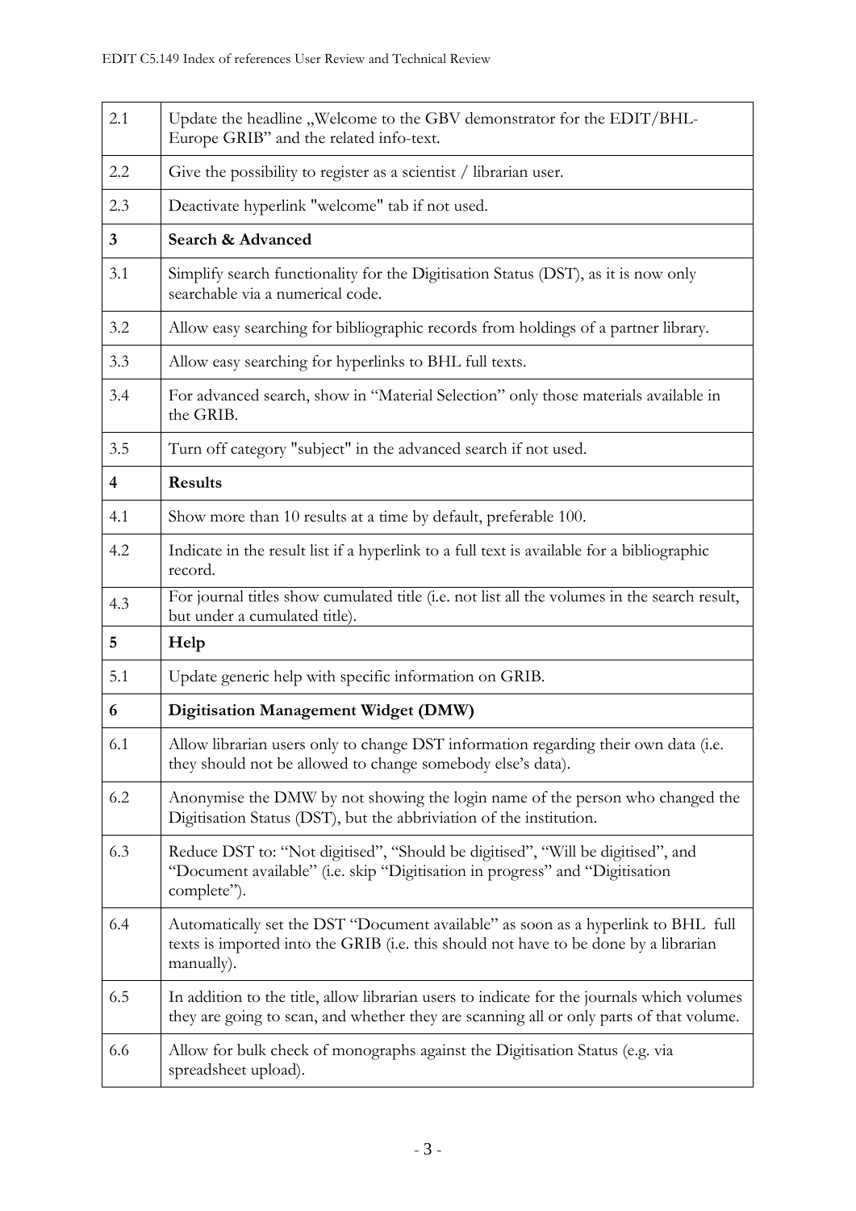| | |
|---|---|
| 2.1 | Update the headline „Welcome to the GBV demonstrator for the EDIT/BHL-Europe GRIB" and the related info-text. |
| 2.2 | Give the possibility to register as a scientist / librarian user. |
| 2.3 | Deactivate hyperlink "welcome" tab if not used. |
| **3** | **Search & Advanced** |
| 3.1 | Simplify search functionality for the Digitisation Status (DST), as it is now only searchable via a numerical code. |
| 3.2 | Allow easy searching for bibliographic records from holdings of a partner library. |
| 3.3 | Allow easy searching for hyperlinks to BHL full texts. |
| 3.4 | For advanced search, show in "Material Selection" only those materials available in the GRIB. |
| 3.5 | Turn off category "subject" in the advanced search if not used. |
| **4** | **Results** |
| 4.1 | Show more than 10 results at a time by default, preferable 100. |
| 4.2 | Indicate in the result list if a hyperlink to a full text is available for a bibliographic record. |
| 4.3 | For journal titles show cumulated title (i.e. not list all the volumes in the search result, but under a cumulated title). |
| **5** | **Help** |
| 5.1 | Update generic help with specific information on GRIB. |
| **6** | **Digitisation Management Widget (DMW)** |
| 6.1 | Allow librarian users only to change DST information regarding their own data (i.e. they should not be allowed to change somebody else's data). |
| 6.2 | Anonymise the DMW by not showing the login name of the person who changed the Digitisation Status (DST), but the abbriviation of the institution. |
| 6.3 | Reduce DST to: "Not digitised", "Should be digitised", "Will be digitised", and "Document available" (i.e. skip "Digitisation in progress" and "Digitisation complete"). |
| 6.4 | Automatically set the DST "Document available" as soon as a hyperlink to BHL full texts is imported into the GRIB (i.e. this should not have to be done by a librarian manually). |
| 6.5 | In addition to the title, allow librarian users to indicate for the journals which volumes they are going to scan, and whether they are scanning all or only parts of that volume. |
| 6.6 | Allow for bulk check of monographs against the Digitisation Status (e.g. via spreadsheet upload). |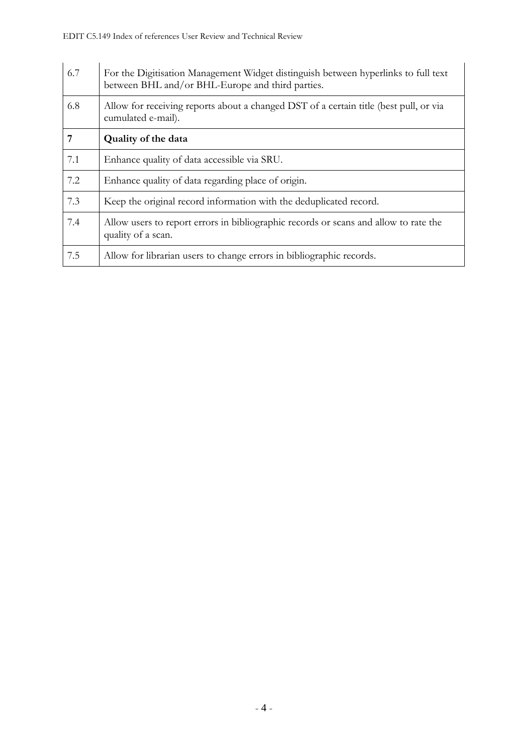| | |
|---|---|
| 6.7 | For the Digitisation Management Widget distinguish between hyperlinks to full text between BHL and/or BHL-Europe and third parties. |
| 6.8 | Allow for receiving reports about a changed DST of a certain title (best pull, or via cumulated e-mail). |
| **7** | **Quality of the data** |
| 7.1 | Enhance quality of data accessible via SRU. |
| 7.2 | Enhance quality of data regarding place of origin. |
| 7.3 | Keep the original record information with the deduplicated record. |
| 7.4 | Allow users to report errors in bibliographic records or scans and allow to rate the quality of a scan. |
| 7.5 | Allow for librarian users to change errors in bibliographic records. |